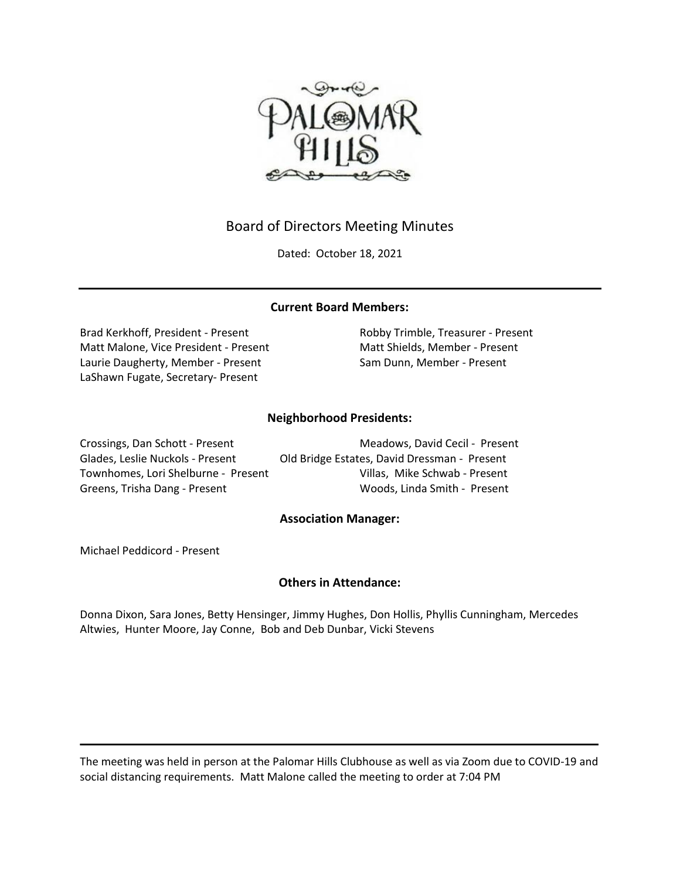PALOMAR HILLS

# Board of Directors Meeting Minutes

Dated: October 18, 2021

## Current Board Members:

Brad Kerkhoff, President - Present
Matt Malone, Vice President - Present
Laurie Daugherty, Member - Present
LaShawn Fugate, Secretary- Present
Robby Trimble, Treasurer - Present
Matt Shields, Member - Present
Sam Dunn, Member - Present

## Neighborhood Presidents:

Crossings, Dan Schott - Present
Glades, Leslie Nuckols - Present
Townhomes, Lori Shelburne - Present
Greens, Trisha Dang - Present
Meadows, David Cecil - Present
Old Bridge Estates, David Dressman - Present
Villas, Mike Schwab - Present
Woods, Linda Smith - Present

## Association Manager:

Michael Peddicord - Present

## Others in Attendance:

Donna Dixon, Sara Jones, Betty Hensinger, Jimmy Hughes, Don Hollis, Phyllis Cunningham, Mercedes Altwies, Hunter Moore, Jay Conne, Bob and Deb Dunbar, Vicki Stevens

---

The meeting was held in person at the Palomar Hills Clubhouse as well as via Zoom due to COVID-19 and social distancing requirements. Matt Malone called the meeting to order at 7:04 PM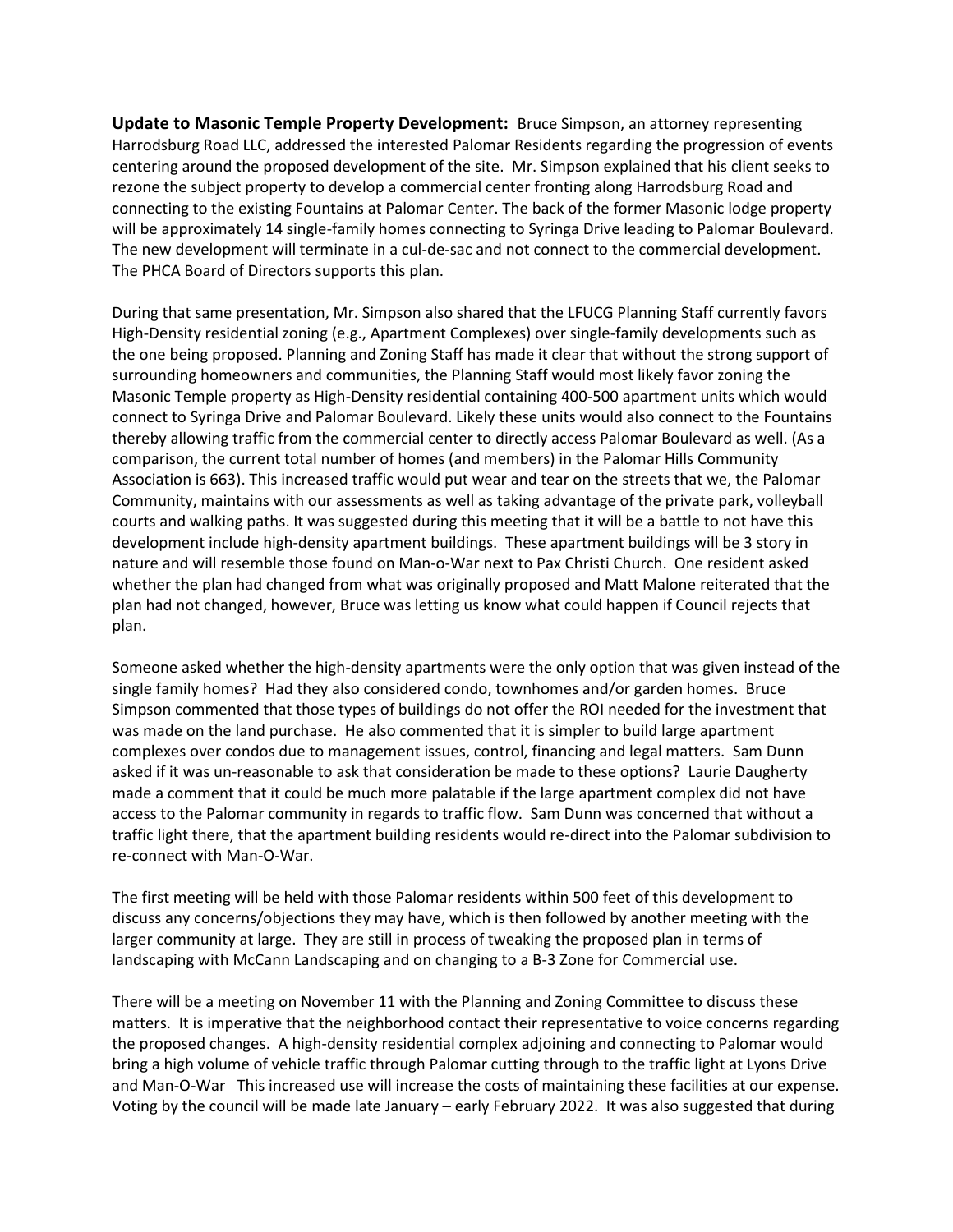**Update to Masonic Temple Property Development:** Bruce Simpson, an attorney representing Harrodsburg Road LLC, addressed the interested Palomar Residents regarding the progression of events centering around the proposed development of the site. Mr. Simpson explained that his client seeks to rezone the subject property to develop a commercial center fronting along Harrodsburg Road and connecting to the existing Fountains at Palomar Center. The back of the former Masonic lodge property will be approximately 14 single-family homes connecting to Syringa Drive leading to Palomar Boulevard. The new development will terminate in a cul-de-sac and not connect to the commercial development. The PHCA Board of Directors supports this plan.

During that same presentation, Mr. Simpson also shared that the LFUCG Planning Staff currently favors High-Density residential zoning (e.g., Apartment Complexes) over single-family developments such as the one being proposed. Planning and Zoning Staff has made it clear that without the strong support of surrounding homeowners and communities, the Planning Staff would most likely favor zoning the Masonic Temple property as High-Density residential containing 400-500 apartment units which would connect to Syringa Drive and Palomar Boulevard. Likely these units would also connect to the Fountains thereby allowing traffic from the commercial center to directly access Palomar Boulevard as well. (As a comparison, the current total number of homes (and members) in the Palomar Hills Community Association is 663). This increased traffic would put wear and tear on the streets that we, the Palomar Community, maintains with our assessments as well as taking advantage of the private park, volleyball courts and walking paths. It was suggested during this meeting that it will be a battle to not have this development include high-density apartment buildings. These apartment buildings will be 3 story in nature and will resemble those found on Man-o-War next to Pax Christi Church. One resident asked whether the plan had changed from what was originally proposed and Matt Malone reiterated that the plan had not changed, however, Bruce was letting us know what could happen if Council rejects that plan.

Someone asked whether the high-density apartments were the only option that was given instead of the single family homes? Had they also considered condo, townhomes and/or garden homes. Bruce Simpson commented that those types of buildings do not offer the ROI needed for the investment that was made on the land purchase. He also commented that it is simpler to build large apartment complexes over condos due to management issues, control, financing and legal matters. Sam Dunn asked if it was un-reasonable to ask that consideration be made to these options? Laurie Daugherty made a comment that it could be much more palatable if the large apartment complex did not have access to the Palomar community in regards to traffic flow. Sam Dunn was concerned that without a traffic light there, that the apartment building residents would re-direct into the Palomar subdivision to re-connect with Man-O-War.

The first meeting will be held with those Palomar residents within 500 feet of this development to discuss any concerns/objections they may have, which is then followed by another meeting with the larger community at large. They are still in process of tweaking the proposed plan in terms of landscaping with McCann Landscaping and on changing to a B-3 Zone for Commercial use.

There will be a meeting on November 11 with the Planning and Zoning Committee to discuss these matters. It is imperative that the neighborhood contact their representative to voice concerns regarding the proposed changes. A high-density residential complex adjoining and connecting to Palomar would bring a high volume of vehicle traffic through Palomar cutting through to the traffic light at Lyons Drive and Man-O-War This increased use will increase the costs of maintaining these facilities at our expense. Voting by the council will be made late January – early February 2022. It was also suggested that during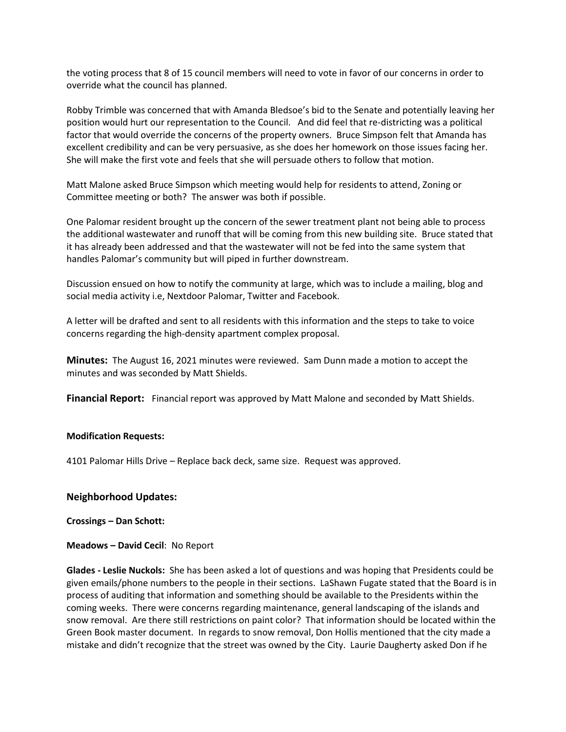the voting process that 8 of 15 council members will need to vote in favor of our concerns in order to override what the council has planned.

Robby Trimble was concerned that with Amanda Bledsoe's bid to the Senate and potentially leaving her position would hurt our representation to the Council. And did feel that re-districting was a political factor that would override the concerns of the property owners. Bruce Simpson felt that Amanda has excellent credibility and can be very persuasive, as she does her homework on those issues facing her. She will make the first vote and feels that she will persuade others to follow that motion.

Matt Malone asked Bruce Simpson which meeting would help for residents to attend, Zoning or Committee meeting or both? The answer was both if possible.

One Palomar resident brought up the concern of the sewer treatment plant not being able to process the additional wastewater and runoff that will be coming from this new building site. Bruce stated that it has already been addressed and that the wastewater will not be fed into the same system that handles Palomar's community but will piped in further downstream.

Discussion ensued on how to notify the community at large, which was to include a mailing, blog and social media activity i.e, Nextdoor Palomar, Twitter and Facebook.

A letter will be drafted and sent to all residents with this information and the steps to take to voice concerns regarding the high-density apartment complex proposal.

**Minutes:** The August 16, 2021 minutes were reviewed. Sam Dunn made a motion to accept the minutes and was seconded by Matt Shields.

**Financial Report:** Financial report was approved by Matt Malone and seconded by Matt Shields.

**Modification Requests:**

4101 Palomar Hills Drive – Replace back deck, same size. Request was approved.

## Neighborhood Updates:

**Crossings – Dan Schott:**

**Meadows – David Cecil**: No Report

**Glades - Leslie Nuckols:** She has been asked a lot of questions and was hoping that Presidents could be given emails/phone numbers to the people in their sections. LaShawn Fugate stated that the Board is in process of auditing that information and something should be available to the Presidents within the coming weeks. There were concerns regarding maintenance, general landscaping of the islands and snow removal. Are there still restrictions on paint color? That information should be located within the Green Book master document. In regards to snow removal, Don Hollis mentioned that the city made a mistake and didn't recognize that the street was owned by the City. Laurie Daugherty asked Don if he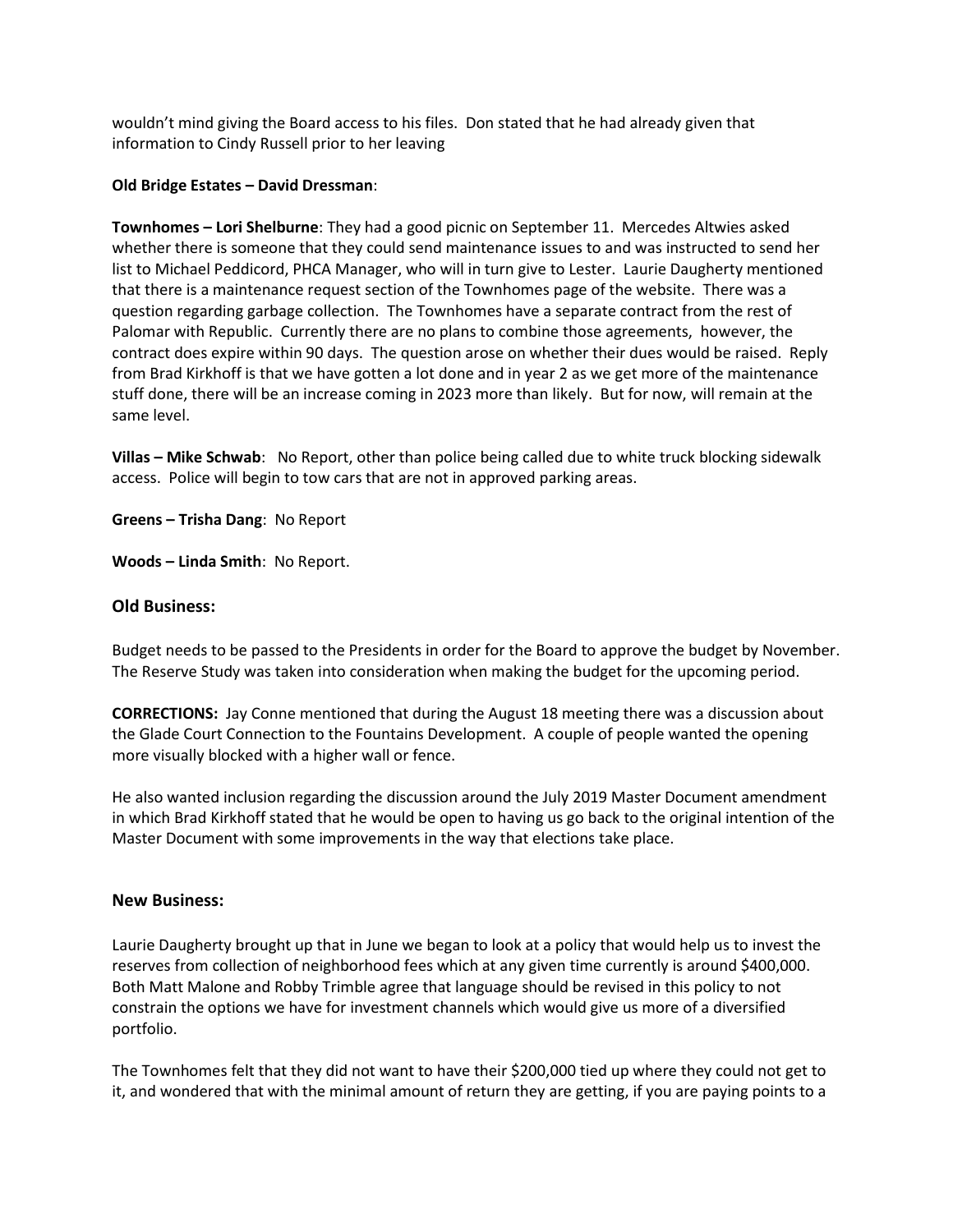wouldn't mind giving the Board access to his files. Don stated that he had already given that information to Cindy Russell prior to her leaving

**Old Bridge Estates – David Dressman**:

**Townhomes – Lori Shelburne**: They had a good picnic on September 11. Mercedes Altwies asked whether there is someone that they could send maintenance issues to and was instructed to send her list to Michael Peddicord, PHCA Manager, who will in turn give to Lester. Laurie Daugherty mentioned that there is a maintenance request section of the Townhomes page of the website. There was a question regarding garbage collection. The Townhomes have a separate contract from the rest of Palomar with Republic. Currently there are no plans to combine those agreements, however, the contract does expire within 90 days. The question arose on whether their dues would be raised. Reply from Brad Kirkhoff is that we have gotten a lot done and in year 2 as we get more of the maintenance stuff done, there will be an increase coming in 2023 more than likely. But for now, will remain at the same level.

**Villas – Mike Schwab**: No Report, other than police being called due to white truck blocking sidewalk access. Police will begin to tow cars that are not in approved parking areas.

**Greens – Trisha Dang**: No Report

**Woods – Linda Smith**: No Report.

## Old Business:

Budget needs to be passed to the Presidents in order for the Board to approve the budget by November. The Reserve Study was taken into consideration when making the budget for the upcoming period.

**CORRECTIONS:** Jay Conne mentioned that during the August 18 meeting there was a discussion about the Glade Court Connection to the Fountains Development. A couple of people wanted the opening more visually blocked with a higher wall or fence.

He also wanted inclusion regarding the discussion around the July 2019 Master Document amendment in which Brad Kirkhoff stated that he would be open to having us go back to the original intention of the Master Document with some improvements in the way that elections take place.

## New Business:

Laurie Daugherty brought up that in June we began to look at a policy that would help us to invest the reserves from collection of neighborhood fees which at any given time currently is around $400,000. Both Matt Malone and Robby Trimble agree that language should be revised in this policy to not constrain the options we have for investment channels which would give us more of a diversified portfolio.

The Townhomes felt that they did not want to have their $200,000 tied up where they could not get to it, and wondered that with the minimal amount of return they are getting, if you are paying points to a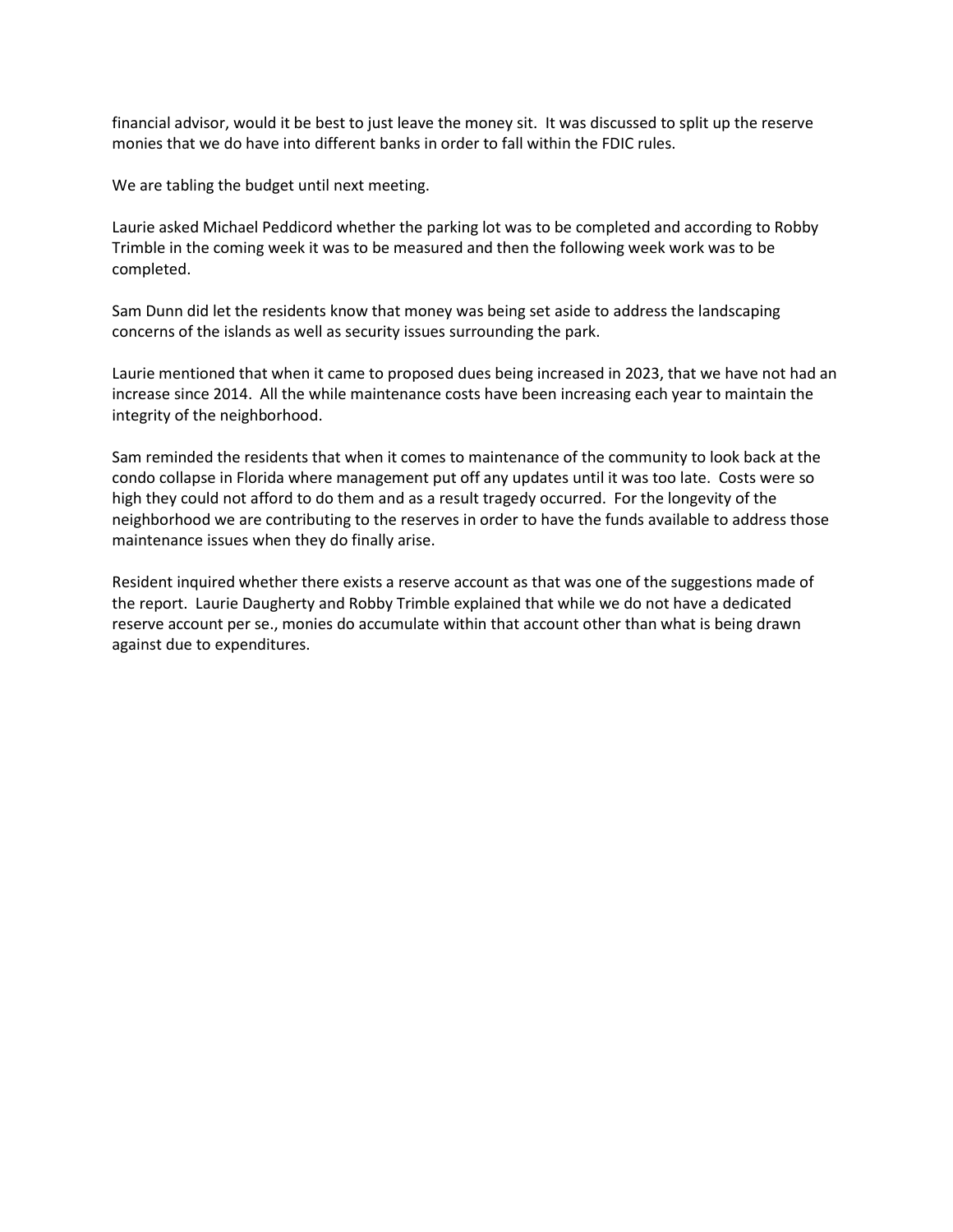financial advisor, would it be best to just leave the money sit. It was discussed to split up the reserve monies that we do have into different banks in order to fall within the FDIC rules.

We are tabling the budget until next meeting.

Laurie asked Michael Peddicord whether the parking lot was to be completed and according to Robby Trimble in the coming week it was to be measured and then the following week work was to be completed.

Sam Dunn did let the residents know that money was being set aside to address the landscaping concerns of the islands as well as security issues surrounding the park.

Laurie mentioned that when it came to proposed dues being increased in 2023, that we have not had an increase since 2014. All the while maintenance costs have been increasing each year to maintain the integrity of the neighborhood.

Sam reminded the residents that when it comes to maintenance of the community to look back at the condo collapse in Florida where management put off any updates until it was too late. Costs were so high they could not afford to do them and as a result tragedy occurred. For the longevity of the neighborhood we are contributing to the reserves in order to have the funds available to address those maintenance issues when they do finally arise.

Resident inquired whether there exists a reserve account as that was one of the suggestions made of the report. Laurie Daugherty and Robby Trimble explained that while we do not have a dedicated reserve account per se., monies do accumulate within that account other than what is being drawn against due to expenditures.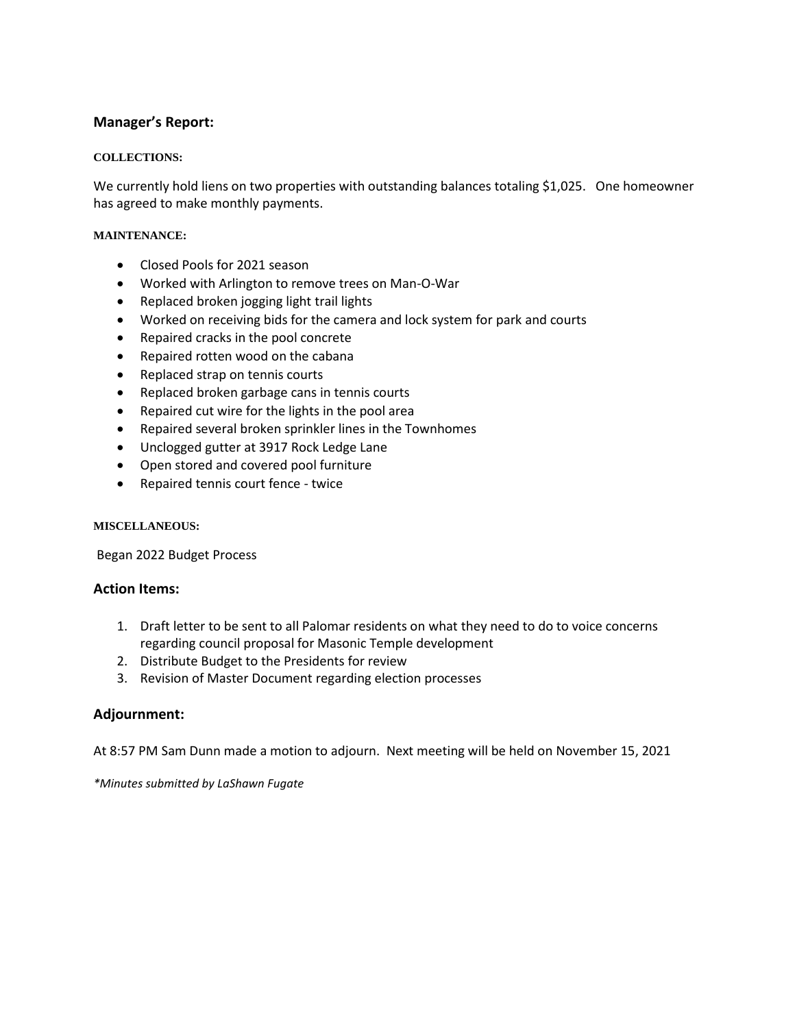## Manager's Report:

### COLLECTIONS:

We currently hold liens on two properties with outstanding balances totaling $1,025. One homeowner has agreed to make monthly payments.

### MAINTENANCE:

- Closed Pools for 2021 season
- Worked with Arlington to remove trees on Man-O-War
- Replaced broken jogging light trail lights
- Worked on receiving bids for the camera and lock system for park and courts
- Repaired cracks in the pool concrete
- Repaired rotten wood on the cabana
- Replaced strap on tennis courts
- Replaced broken garbage cans in tennis courts
- Repaired cut wire for the lights in the pool area
- Repaired several broken sprinkler lines in the Townhomes
- Unclogged gutter at 3917 Rock Ledge Lane
- Open stored and covered pool furniture
- Repaired tennis court fence - twice

### MISCELLANEOUS:

Began 2022 Budget Process

## Action Items:

1. Draft letter to be sent to all Palomar residents on what they need to do to voice concerns regarding council proposal for Masonic Temple development
2. Distribute Budget to the Presidents for review
3. Revision of Master Document regarding election processes

## Adjournment:

At 8:57 PM Sam Dunn made a motion to adjourn. Next meeting will be held on November 15, 2021

*\*Minutes submitted by LaShawn Fugate*